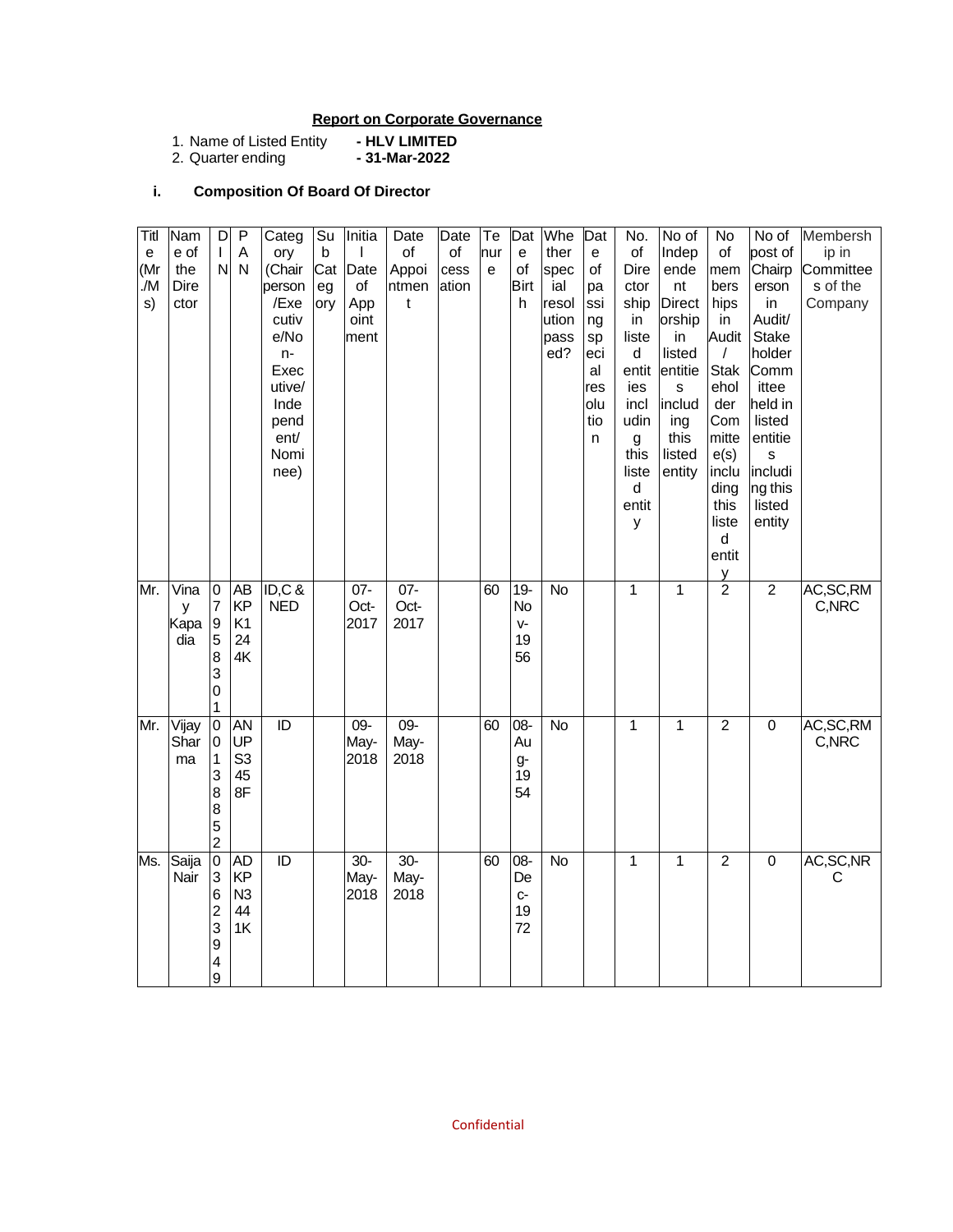## Report on Corporate Governance

1. Name of Listed Entity - **HLV LIMITED**
2. Quarter ending - **31-Mar-2022**

### i. Composition Of Board Of Director

| Title (Mr./Ms) | Name of the Director | DIN | PAN | Category (Chairperson/Executive/Non-Executive/Independent/Nominee) | Sub Category | Initial Date of Appointment | Date of Appointment | Date of cessation | Tenure | Date of Birth | Whether special resolution passed? | Date of passing special resolution | No. of Directorship in listed entities including this listed entity | No of Independent Directorship in listed entities including this listed entity | No of memberships in Audit/ Stakeholder Committee(s) including this listed entity | No of post of Chairperson in Audit/ Stakeholder Committee held in listed entities including this listed entity | Membership in Committees of the Company |
|---|---|---|---|---|---|---|---|---|---|---|---|---|---|---|---|---|---|
| Mr. | Vinay Kapadia | 07958301 | ABKPK1244K | ID,C & NED | | 07-Oct-2017 | 07-Oct-2017 | | 60 | 19-Nov-1956 | No | | 1 | 1 | 2 | 2 | AC,SC,RMC,NRC |
| Mr. | Vijay Sharma | 00138852 | ANUPS3458F | ID | | 09-May-2018 | 09-May-2018 | | 60 | 08-Aug-1954 | No | | 1 | 1 | 2 | 0 | AC,SC,RMC,NRC |
| Ms. | Saija Nair | 03623949 | ADKPN3441K | ID | | 30-May-2018 | 30-May-2018 | | 60 | 08-Dec-1972 | No | | 1 | 1 | 2 | 0 | AC,SC,NRC |

Confidential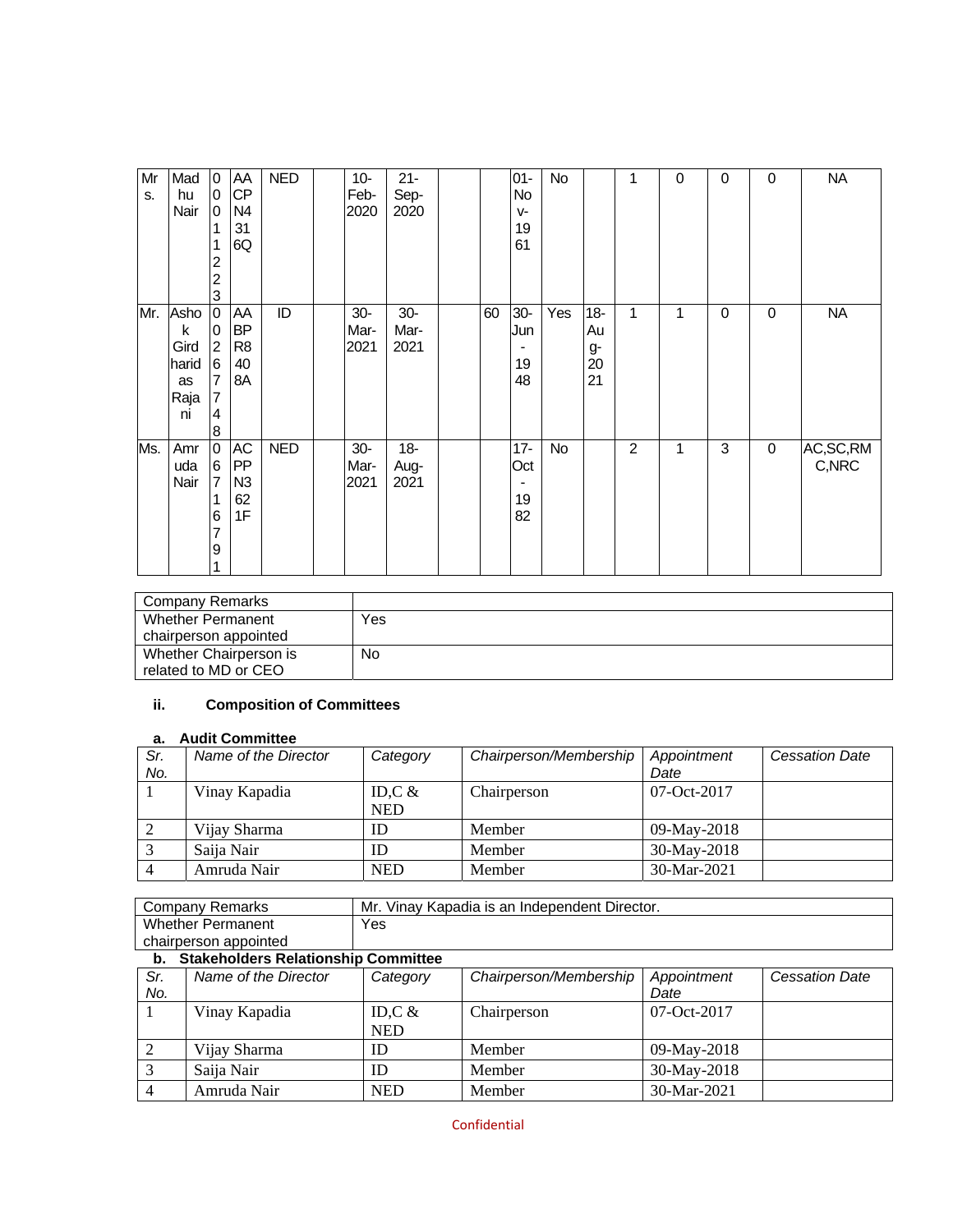| | | | | | | | | | | | | | | | | | |
|---|---|---|---|---|---|---|---|---|---|---|---|---|---|---|---|---|---|
| Mrs. | Madhu Nair | 00011223 | AACPN4316Q | NED | | 10-Feb-2020 | 21-Sep-2020 | | | 01-Nov-1961 | No | | 1 | 0 | 0 | 0 | NA |
| Mr. | Ashok Girdharidas Rajani | 02677748 | AABPR8408A | ID | | 30-Mar-2021 | 30-Mar-2021 | | 60 | 30-Jun-1948 | Yes | 18-Aug-2021 | 1 | 1 | 0 | 0 | NA |
| Ms. | Amruda Nair | 06716791 | ACPPN3621F | NED | | 30-Mar-2021 | 18-Aug-2021 | | | 17-Oct-1982 | No | | 2 | 1 | 3 | 0 | AC,SC,RMC,NRC |

| Company Remarks | |
|---|---|
| Whether Permanent chairperson appointed | Yes |
| Whether Chairperson is related to MD or CEO | No |

### ii. Composition of Committees

#### a. Audit Committee

| *Sr. No.* | *Name of the Director* | *Category* | *Chairperson/Membership* | *Appointment Date* | *Cessation Date* |
|---|---|---|---|---|---|
| 1 | Vinay Kapadia | ID,C & NED | Chairperson | 07-Oct-2017 | |
| 2 | Vijay Sharma | ID | Member | 09-May-2018 | |
| 3 | Saija Nair | ID | Member | 30-May-2018 | |
| 4 | Amruda Nair | NED | Member | 30-Mar-2021 | |

| Company Remarks | Mr. Vinay Kapadia is an Independent Director. |
|---|---|
| Whether Permanent chairperson appointed | Yes |

#### b. Stakeholders Relationship Committee

| *Sr. No.* | *Name of the Director* | *Category* | *Chairperson/Membership* | *Appointment Date* | *Cessation Date* |
|---|---|---|---|---|---|
| 1 | Vinay Kapadia | ID,C & NED | Chairperson | 07-Oct-2017 | |
| 2 | Vijay Sharma | ID | Member | 09-May-2018 | |
| 3 | Saija Nair | ID | Member | 30-May-2018 | |
| 4 | Amruda Nair | NED | Member | 30-Mar-2021 | |

Confidential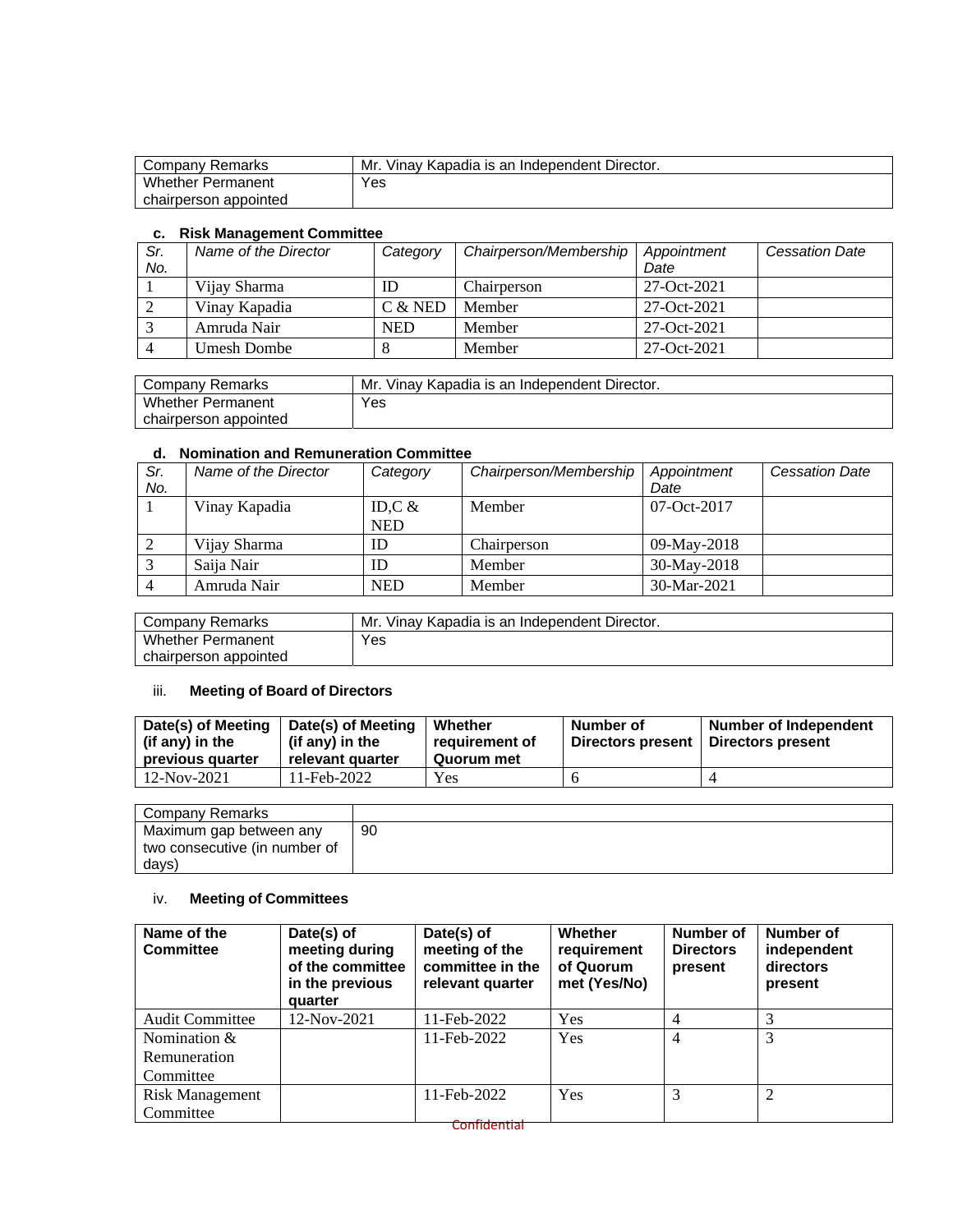| Company Remarks | Mr. Vinay Kapadia is an Independent Director. |
|---|---|
| Whether Permanent chairperson appointed | Yes |

#### c. Risk Management Committee

| *Sr. No.* | *Name of the Director* | *Category* | *Chairperson/Membership* | *Appointment Date* | *Cessation Date* |
|---|---|---|---|---|---|
| 1 | Vijay Sharma | ID | Chairperson | 27-Oct-2021 | |
| 2 | Vinay Kapadia | C & NED | Member | 27-Oct-2021 | |
| 3 | Amruda Nair | NED | Member | 27-Oct-2021 | |
| 4 | Umesh Dombe | 8 | Member | 27-Oct-2021 | |

| Company Remarks | Mr. Vinay Kapadia is an Independent Director. |
|---|---|
| Whether Permanent chairperson appointed | Yes |

#### d. Nomination and Remuneration Committee

| *Sr. No.* | *Name of the Director* | *Category* | *Chairperson/Membership* | *Appointment Date* | *Cessation Date* |
|---|---|---|---|---|---|
| 1 | Vinay Kapadia | ID,C & NED | Member | 07-Oct-2017 | |
| 2 | Vijay Sharma | ID | Chairperson | 09-May-2018 | |
| 3 | Saija Nair | ID | Member | 30-May-2018 | |
| 4 | Amruda Nair | NED | Member | 30-Mar-2021 | |

| Company Remarks | Mr. Vinay Kapadia is an Independent Director. |
|---|---|
| Whether Permanent chairperson appointed | Yes |

### iii. Meeting of Board of Directors

| **Date(s) of Meeting (if any) in the previous quarter** | **Date(s) of Meeting (if any) in the relevant quarter** | **Whether requirement of Quorum met** | **Number of Directors present** | **Number of Independent Directors present** |
|---|---|---|---|---|
| 12-Nov-2021 | 11-Feb-2022 | Yes | 6 | 4 |

| Company Remarks | |
|---|---|
| Maximum gap between any two consecutive (in number of days) | 90 |

### iv. Meeting of Committees

| **Name of the Committee** | **Date(s) of meeting during of the committee in the previous quarter** | **Date(s) of meeting of the committee in the relevant quarter** | **Whether requirement of Quorum met (Yes/No)** | **Number of Directors present** | **Number of independent directors present** |
|---|---|---|---|---|---|
| Audit Committee | 12-Nov-2021 | 11-Feb-2022 | Yes | 4 | 3 |
| Nomination & Remuneration Committee | | 11-Feb-2022 | Yes | 4 | 3 |
| Risk Management Committee | | 11-Feb-2022 | Yes | 3 | 2 |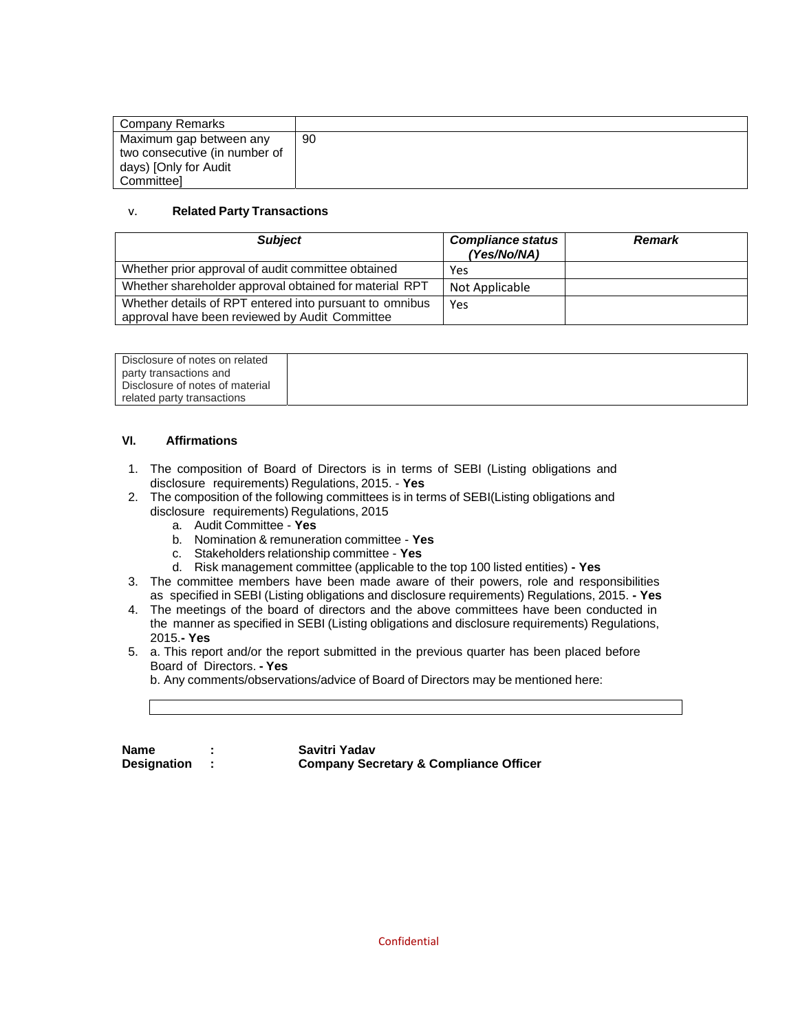| Company Remarks | |
|---|---|
| Maximum gap between any two consecutive (in number of days) [Only for Audit Committee] | 90 |

v. **Related Party Transactions**

| ***Subject*** | ***Compliance status (Yes/No/NA)*** | ***Remark*** |
|---|---|---|
| Whether prior approval of audit committee obtained | Yes | |
| Whether shareholder approval obtained for material RPT | Not Applicable | |
| Whether details of RPT entered into pursuant to omnibus approval have been reviewed by Audit Committee | Yes | |

| Disclosure of notes on related party transactions and Disclosure of notes of material related party transactions | |
|---|---|

**VI. Affirmations**

1. The composition of Board of Directors is in terms of SEBI (Listing obligations and disclosure requirements) Regulations, 2015. - **Yes**
2. The composition of the following committees is in terms of SEBI(Listing obligations and disclosure requirements) Regulations, 2015
   a. Audit Committee - **Yes**
   b. Nomination & remuneration committee - **Yes**
   c. Stakeholders relationship committee - **Yes**
   d. Risk management committee (applicable to the top 100 listed entities) **- Yes**
3. The committee members have been made aware of their powers, role and responsibilities as specified in SEBI (Listing obligations and disclosure requirements) Regulations, 2015. **- Yes**
4. The meetings of the board of directors and the above committees have been conducted in the manner as specified in SEBI (Listing obligations and disclosure requirements) Regulations, 2015.**- Yes**
5. a. This report and/or the report submitted in the previous quarter has been placed before Board of Directors. **- Yes**

   b. Any comments/observations/advice of Board of Directors may be mentioned here:

| |
|---|

**Name** : **Savitri Yadav**
**Designation** : **Company Secretary & Compliance Officer**

Confidential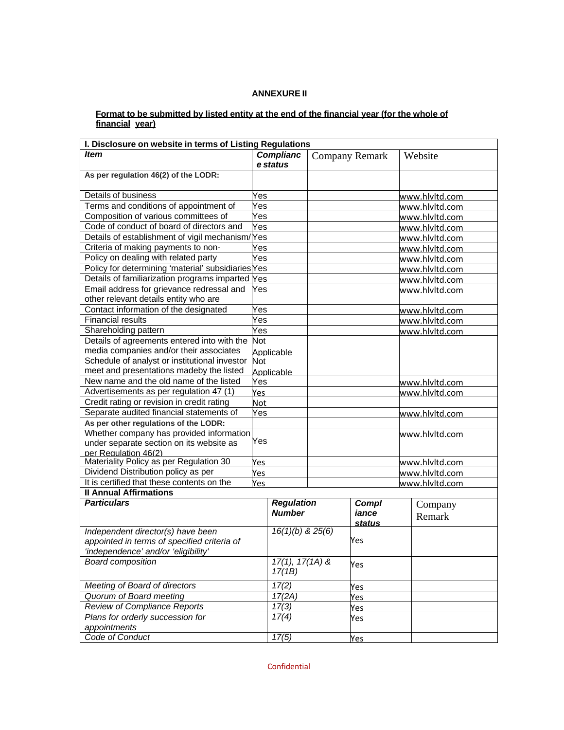**ANNEXURE II**

**Format to be submitted by listed entity at the end of the financial year (for the whole of financial year)**

| I. Disclosure on website in terms of Listing Regulations | | | |
|---|---|---|---|
| ***Item*** | ***Compliance status*** | Company Remark | Website |
| **As per regulation 46(2) of the LODR:** | | | |
| Details of business | Yes | | www.hlvltd.com |
| Terms and conditions of appointment of | Yes | | www.hlvltd.com |
| Composition of various committees of | Yes | | www.hlvltd.com |
| Code of conduct of board of directors and | Yes | | www.hlvltd.com |
| Details of establishment of vigil mechanism/ | Yes | | www.hlvltd.com |
| Criteria of making payments to non- | Yes | | www.hlvltd.com |
| Policy on dealing with related party | Yes | | www.hlvltd.com |
| Policy for determining 'material' subsidiaries | Yes | | www.hlvltd.com |
| Details of familiarization programs imparted | Yes | | www.hlvltd.com |
| Email address for grievance redressal and other relevant details entity who are | Yes | | www.hlvltd.com |
| Contact information of the designated | Yes | | www.hlvltd.com |
| Financial results | Yes | | www.hlvltd.com |
| Shareholding pattern | Yes | | www.hlvltd.com |
| Details of agreements entered into with the media companies and/or their associates | Not Applicable | | |
| Schedule of analyst or institutional investor meet and presentations madeby the listed | Not Applicable | | |
| New name and the old name of the listed | Yes | | www.hlvltd.com |
| Advertisements as per regulation 47 (1) | Yes | | www.hlvltd.com |
| Credit rating or revision in credit rating | Not | | |
| Separate audited financial statements of | Yes | | www.hlvltd.com |
| **As per other regulations of the LODR:** | | | |
| Whether company has provided information under separate section on its website as per Regulation 46(2) | Yes | | www.hlvltd.com |
| Materiality Policy as per Regulation 30 | Yes | | www.hlvltd.com |
| Dividend Distribution policy as per | Yes | | www.hlvltd.com |
| It is certified that these contents on the | Yes | | www.hlvltd.com |

| **II Annual Affirmations** | | | |
|---|---|---|---|
| ***Particulars*** | ***Regulation Number*** | ***Compliance status*** | Company Remark |
| *Independent director(s) have been appointed in terms of specified criteria of 'independence' and/or 'eligibility'* | *16(1)(b) & 25(6)* | Yes | |
| *Board composition* | *17(1), 17(1A) & 17(1B)* | Yes | |
| *Meeting of Board of directors* | *17(2)* | Yes | |
| *Quorum of Board meeting* | *17(2A)* | Yes | |
| *Review of Compliance Reports* | *17(3)* | Yes | |
| *Plans for orderly succession for appointments* | *17(4)* | Yes | |
| *Code of Conduct* | *17(5)* | Yes | |

Confidential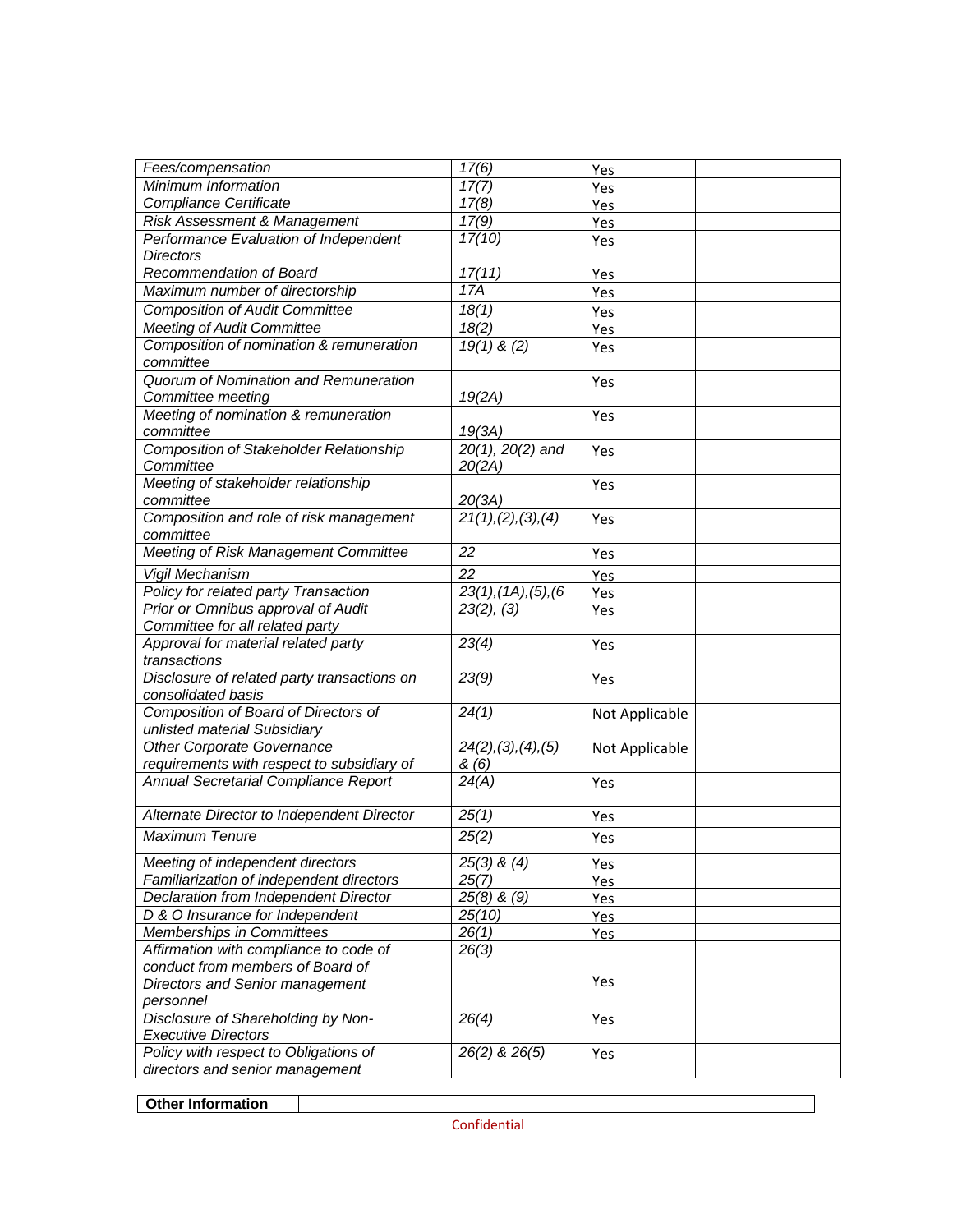| | | | |
|---|---|---|---|
| *Fees/compensation* | *17(6)* | Yes | |
| *Minimum Information* | *17(7)* | Yes | |
| *Compliance Certificate* | *17(8)* | Yes | |
| *Risk Assessment & Management* | *17(9)* | Yes | |
| *Performance Evaluation of Independent Directors* | *17(10)* | Yes | |
| *Recommendation of Board* | *17(11)* | Yes | |
| *Maximum number of directorship* | *17A* | Yes | |
| *Composition of Audit Committee* | *18(1)* | Yes | |
| *Meeting of Audit Committee* | *18(2)* | Yes | |
| *Composition of nomination & remuneration committee* | *19(1) & (2)* | Yes | |
| *Quorum of Nomination and Remuneration Committee meeting* | *19(2A)* | Yes | |
| *Meeting of nomination & remuneration committee* | *19(3A)* | Yes | |
| *Composition of Stakeholder Relationship Committee* | *20(1), 20(2) and 20(2A)* | Yes | |
| *Meeting of stakeholder relationship committee* | *20(3A)* | Yes | |
| *Composition and role of risk management committee* | *21(1),(2),(3),(4)* | Yes | |
| *Meeting of Risk Management Committee* | *22* | Yes | |
| *Vigil Mechanism* | *22* | Yes | |
| *Policy for related party Transaction* | *23(1),(1A),(5),(6* | Yes | |
| *Prior or Omnibus approval of Audit Committee for all related party* | *23(2), (3)* | Yes | |
| *Approval for material related party transactions* | *23(4)* | Yes | |
| *Disclosure of related party transactions on consolidated basis* | *23(9)* | Yes | |
| *Composition of Board of Directors of unlisted material Subsidiary* | *24(1)* | Not Applicable | |
| *Other Corporate Governance requirements with respect to subsidiary of* | *24(2),(3),(4),(5) & (6)* | Not Applicable | |
| *Annual Secretarial Compliance Report* | *24(A)* | Yes | |
| *Alternate Director to Independent Director* | *25(1)* | Yes | |
| *Maximum Tenure* | *25(2)* | Yes | |
| *Meeting of independent directors* | *25(3) & (4)* | Yes | |
| *Familiarization of independent directors* | *25(7)* | Yes | |
| *Declaration from Independent Director* | *25(8) & (9)* | Yes | |
| *D & O Insurance for Independent* | *25(10)* | Yes | |
| *Memberships in Committees* | *26(1)* | Yes | |
| *Affirmation with compliance to code of conduct from members of Board of Directors and Senior management personnel* | *26(3)* | Yes | |
| *Disclosure of Shareholding by Non-Executive Directors* | *26(4)* | Yes | |
| *Policy with respect to Obligations of directors and senior management* | *26(2) & 26(5)* | Yes | |

| **Other Information** | |
|---|---|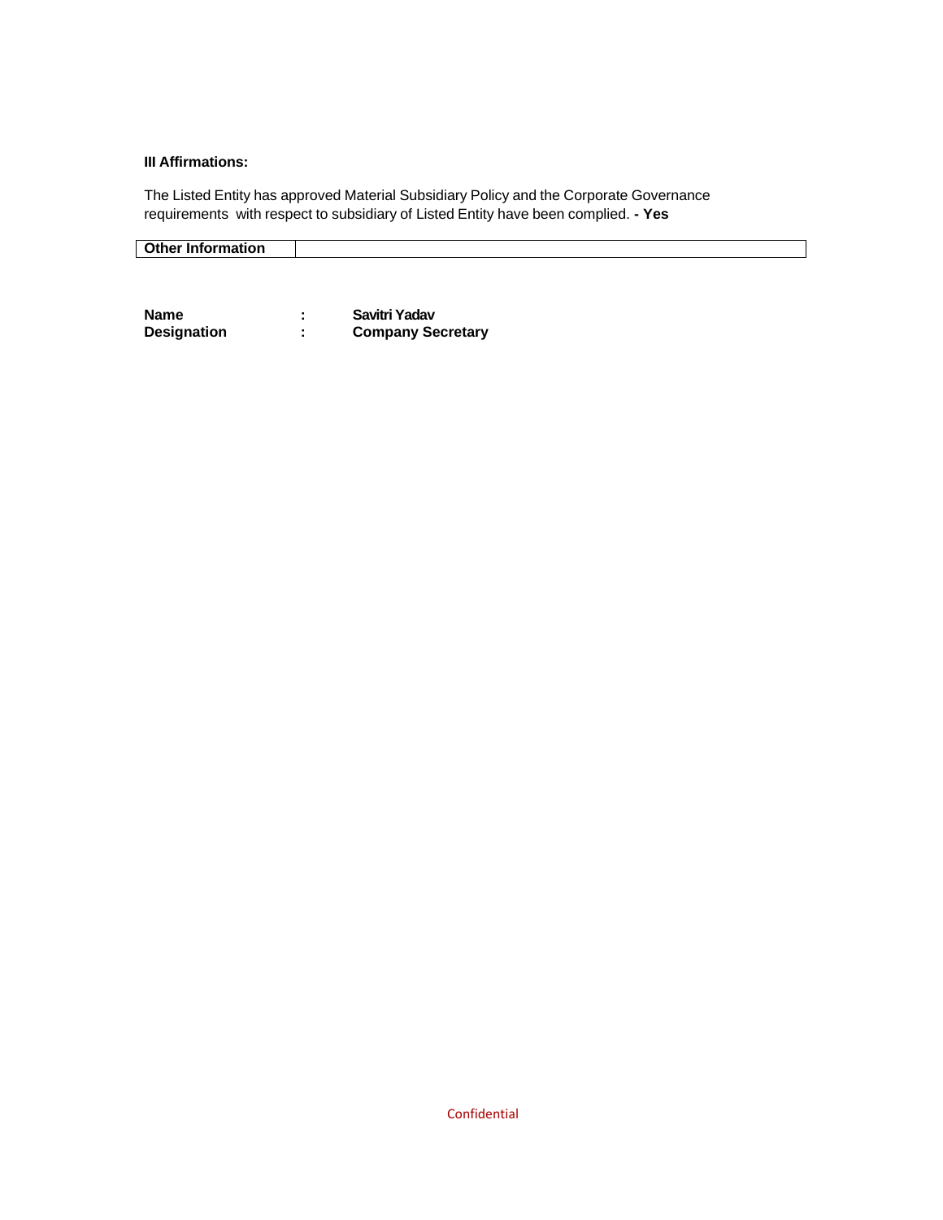**III Affirmations:**

The Listed Entity has approved Material Subsidiary Policy and the Corporate Governance requirements with respect to subsidiary of Listed Entity have been complied. **- Yes**

| **Other Information** | |
|---|---|

| | | |
|---|---|---|
| **Name** | **:** | **Savitri Yadav** |
| **Designation** | **:** | **Company Secretary** |

Confidential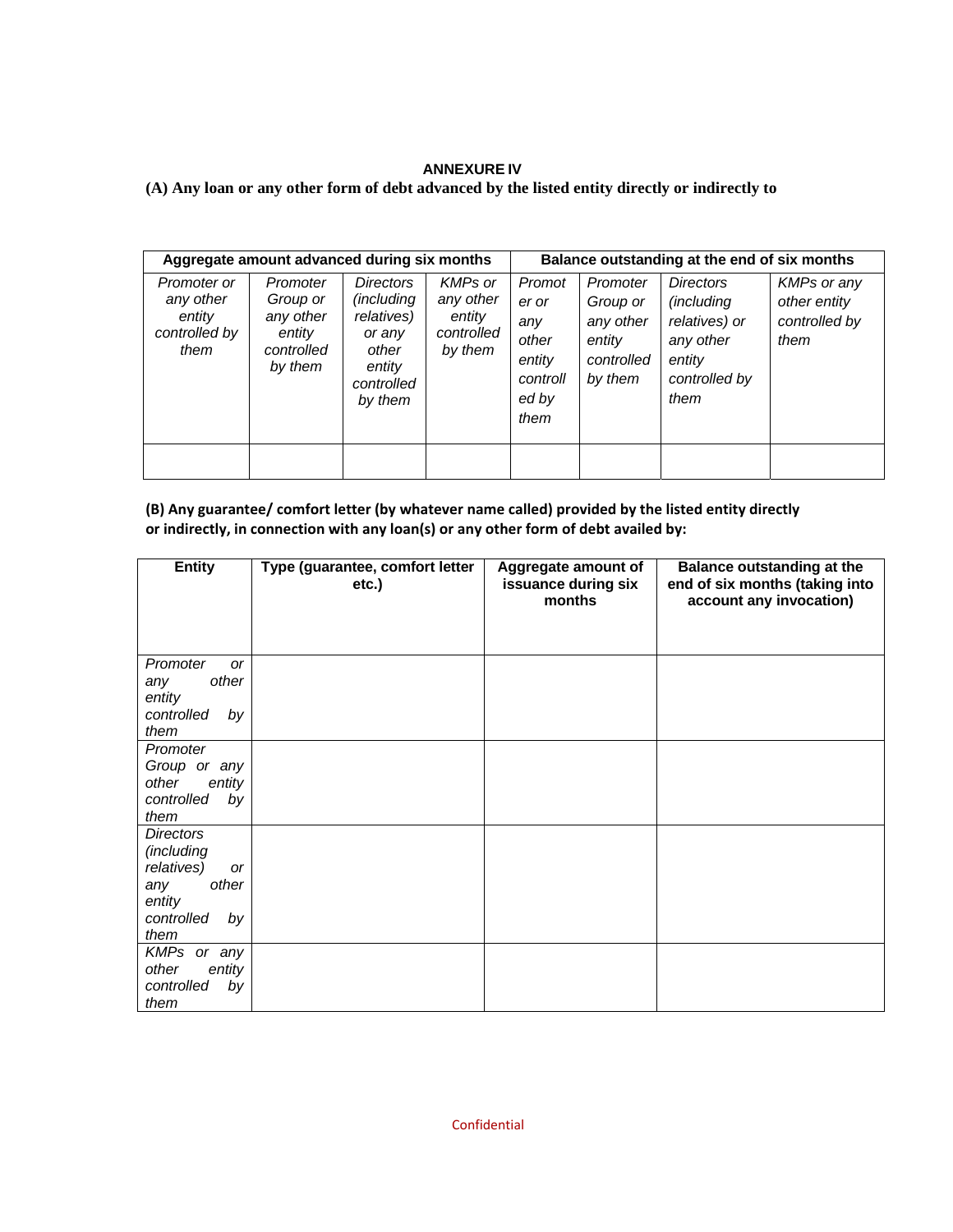**ANNEXURE IV**

**(A) Any loan or any other form of debt advanced by the listed entity directly or indirectly to**

| Aggregate amount advanced during six months | | | | Balance outstanding at the end of six months | | | |
|---|---|---|---|---|---|---|---|
| *Promoter or any other entity controlled by them* | *Promoter Group or any other entity controlled by them* | *Directors (including relatives) or any other entity controlled by them* | *KMPs or any other entity controlled by them* | *Promoter or any other entity controlled by them* | *Promoter Group or any other entity controlled by them* | *Directors (including relatives) or any other entity controlled by them* | *KMPs or any other entity controlled by them* |
| | | | | | | | |

**(B) Any guarantee/ comfort letter (by whatever name called) provided by the listed entity directly or indirectly, in connection with any loan(s) or any other form of debt availed by:**

| Entity | Type (guarantee, comfort letter etc.) | Aggregate amount of issuance during six months | Balance outstanding at the end of six months (taking into account any invocation) |
|---|---|---|---|
| *Promoter or any other entity controlled by them* | | | |
| *Promoter Group or any other entity controlled by them* | | | |
| *Directors (including relatives) or any other entity controlled by them* | | | |
| *KMPs or any other entity controlled by them* | | | |

Confidential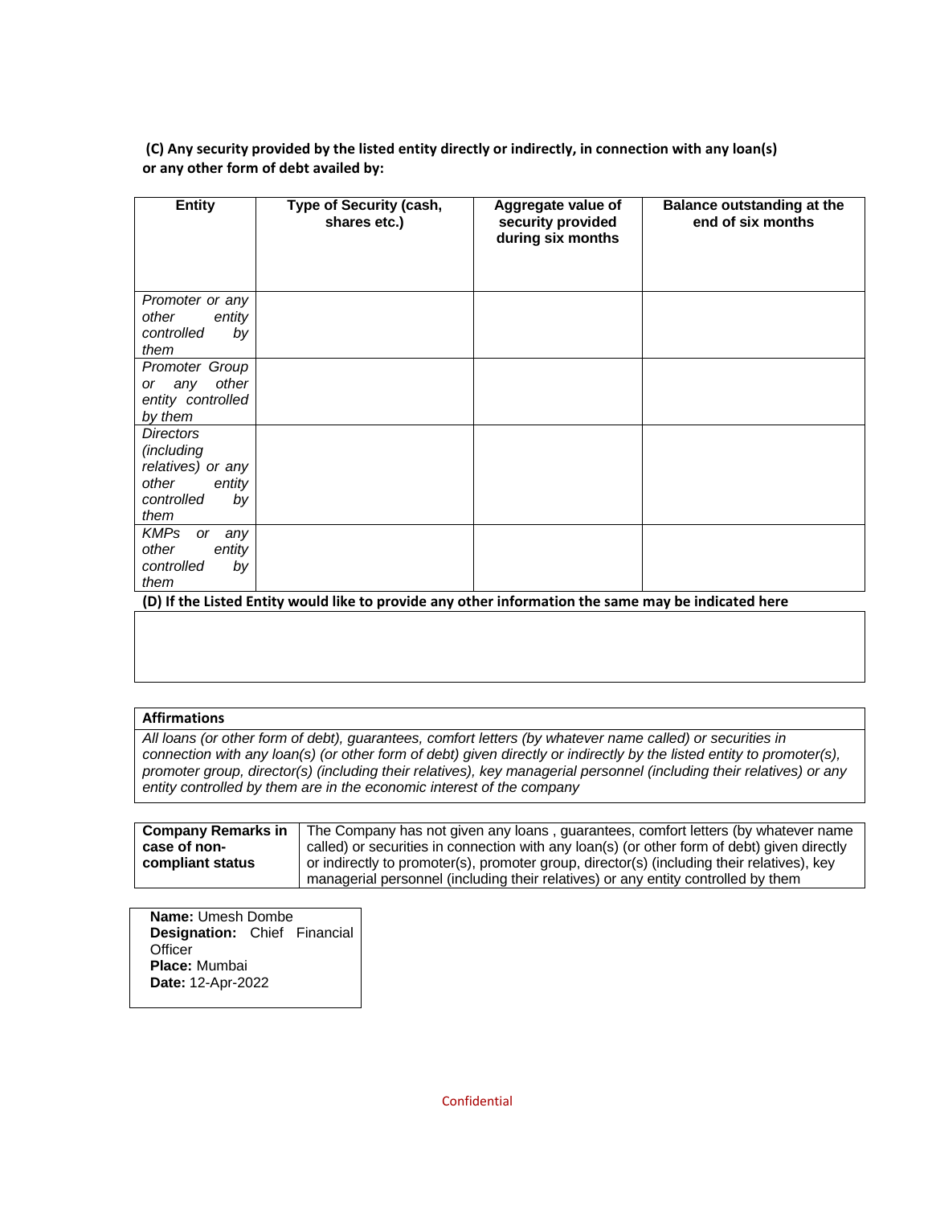**(C) Any security provided by the listed entity directly or indirectly, in connection with any loan(s) or any other form of debt availed by:**

| Entity | Type of Security (cash, shares etc.) | Aggregate value of security provided during six months | Balance outstanding at the end of six months |
|---|---|---|---|
| *Promoter or any other entity controlled by them* | | | |
| *Promoter Group or any other entity controlled by them* | | | |
| *Directors (including relatives) or any other entity controlled by them* | | | |
| *KMPs or any other entity controlled by them* | | | |

**(D) If the Listed Entity would like to provide any other information the same may be indicated here**

| |
|---|
| |

| **Affirmations** |
|---|
| *All loans (or other form of debt), guarantees, comfort letters (by whatever name called) or securities in connection with any loan(s) (or other form of debt) given directly or indirectly by the listed entity to promoter(s), promoter group, director(s) (including their relatives), key managerial personnel (including their relatives) or any entity controlled by them are in the economic interest of the company* |

| | |
|---|---|
| **Company Remarks in case of non-compliant status** | The Company has not given any loans , guarantees, comfort letters (by whatever name called) or securities in connection with any loan(s) (or other form of debt) given directly or indirectly to promoter(s), promoter group, director(s) (including their relatives), key managerial personnel (including their relatives) or any entity controlled by them |

**Name:** Umesh Dombe
**Designation:** Chief Financial Officer
**Place:** Mumbai
**Date:** 12-Apr-2022

Confidential